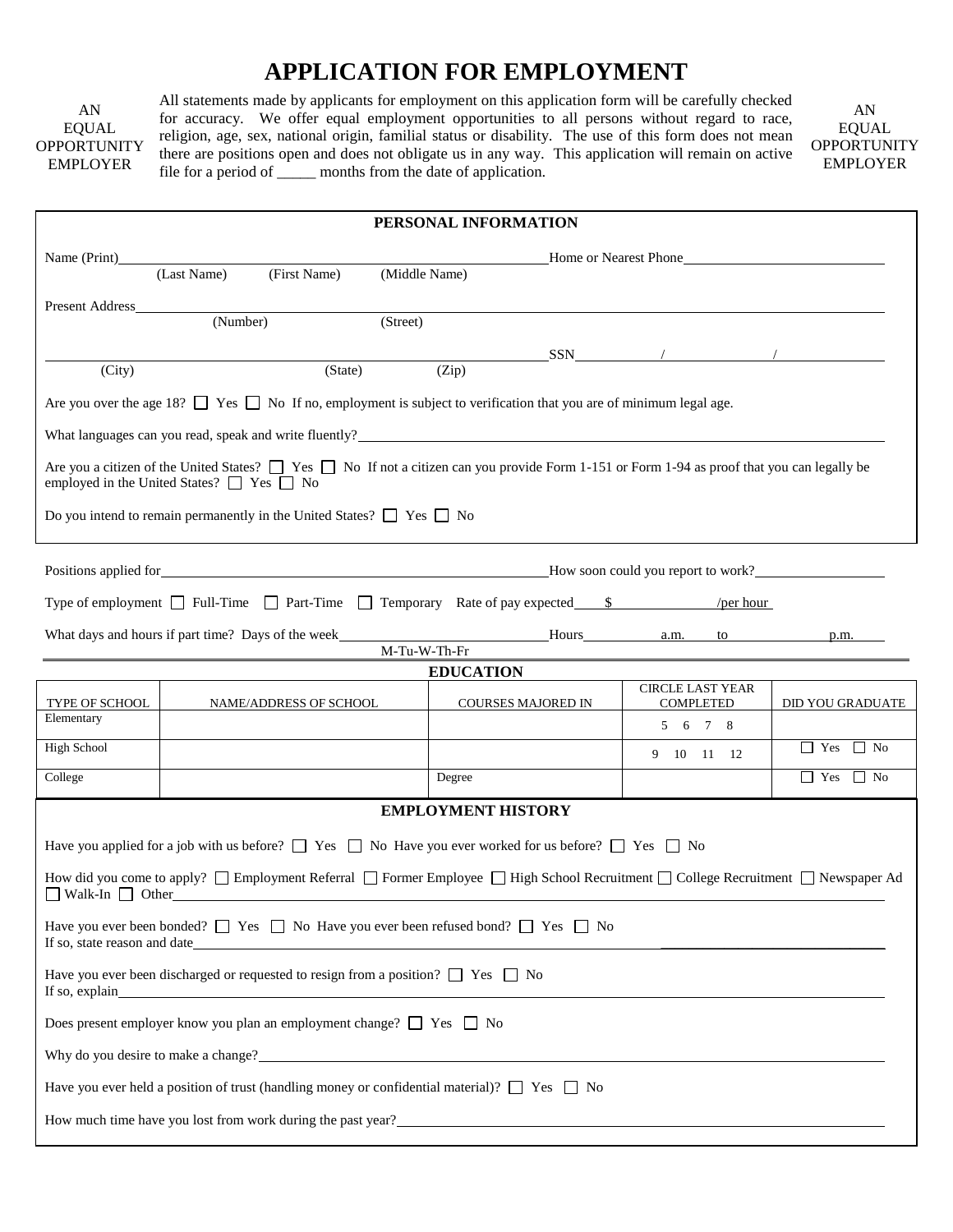# APPLICATION FOR EMPLOYMENT

AN EQUAL OPPORTUNITY EMPLOYER

All statements made by applicants for employment on this application form will be carefully checked for accuracy. We offer equal employment opportunities to all persons without regard to race, religion, age, sex, national origin, familial status or disability. The use of this form does not mean there are positions open and does not obligate us in any way. This application will remain on active file for a period of _____ months from the date of application.

AN EQUAL OPPORTUNITY EMPLOYER

## PERSONAL INFORMATION

Name (Print)______________________________________ Home or Nearest Phone__________________
(Last Name) (First Name) (Middle Name)

Present Address__________________________________________________________________
(Number) (Street)

__________________________________________________ SSN________/__________/__________
(City) (State) (Zip)

Are you over the age 18? ☐ Yes ☐ No If no, employment is subject to verification that you are of minimum legal age.

What languages can you read, speak and write fluently?__________________________________

Are you a citizen of the United States? ☐ Yes ☐ No If not a citizen can you provide Form 1-151 or Form 1-94 as proof that you can legally be employed in the United States? ☐ Yes ☐ No

Do you intend to remain permanently in the United States? ☐ Yes ☐ No

Positions applied for______________________________________ How soon could you report to work?______________

Type of employment ☐ Full-Time ☐ Part-Time ☐ Temporary Rate of pay expected $__________/per hour

What days and hours if part time? Days of the week__________________ Hours________ a.m. to ________ p.m.
M-Tu-W-Th-Fr

## EDUCATION

| TYPE OF SCHOOL | NAME/ADDRESS OF SCHOOL | COURSES MAJORED IN | CIRCLE LAST YEAR COMPLETED | DID YOU GRADUATE |
|---|---|---|---|---|
| Elementary | | | 5 6 7 8 | |
| High School | | | 9 10 11 12 | ☐ Yes ☐ No |
| College | | Degree | | ☐ Yes ☐ No |

## EMPLOYMENT HISTORY

Have you applied for a job with us before? ☐ Yes ☐ No Have you ever worked for us before? ☐ Yes ☐ No

How did you come to apply? ☐ Employment Referral ☐ Former Employee ☐ High School Recruitment ☐ College Recruitment ☐ Newspaper Ad ☐ Walk-In ☐ Other__________________________________

Have you ever been bonded? ☐ Yes ☐ No Have you ever been refused bond? ☐ Yes ☐ No
If so, state reason and date__________________________________

Have you ever been discharged or requested to resign from a position? ☐ Yes ☐ No
If so, explain__________________________________

Does present employer know you plan an employment change? ☐ Yes ☐ No

Why do you desire to make a change?__________________________________

Have you ever held a position of trust (handling money or confidential material)? ☐ Yes ☐ No

How much time have you lost from work during the past year?__________________________________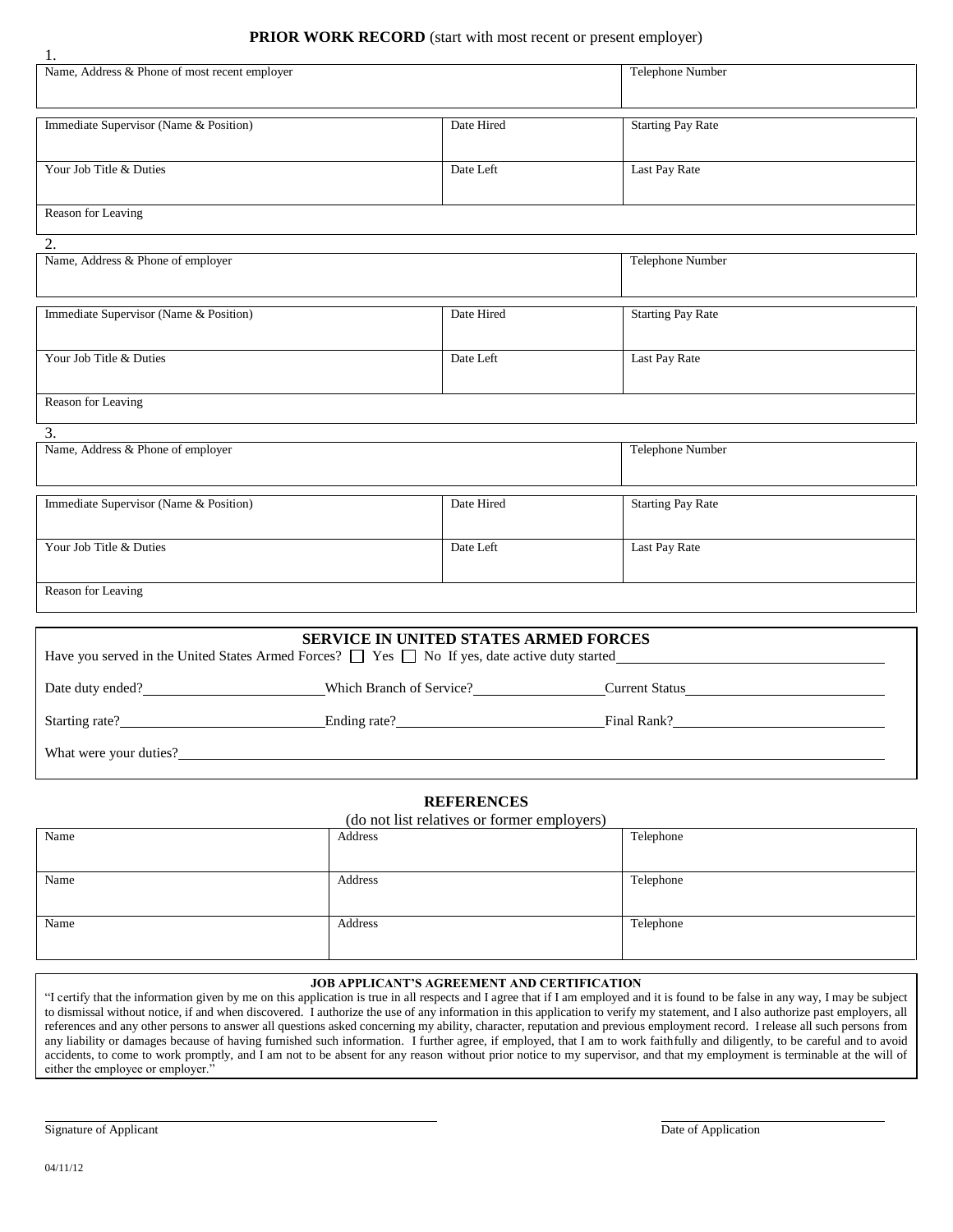**PRIOR WORK RECORD** (start with most recent or present employer)

1.

| Name, Address & Phone of most recent employer | | Telephone Number |
|---|---|---|
| Immediate Supervisor (Name & Position) | Date Hired | Starting Pay Rate |
| Your Job Title & Duties | Date Left | Last Pay Rate |
| Reason for Leaving | | |

2.

| Name, Address & Phone of employer | | Telephone Number |
|---|---|---|
| Immediate Supervisor (Name & Position) | Date Hired | Starting Pay Rate |
| Your Job Title & Duties | Date Left | Last Pay Rate |
| Reason for Leaving | | |

3.

| Name, Address & Phone of employer | | Telephone Number |
|---|---|---|
| Immediate Supervisor (Name & Position) | Date Hired | Starting Pay Rate |
| Your Job Title & Duties | Date Left | Last Pay Rate |
| Reason for Leaving | | |

**SERVICE IN UNITED STATES ARMED FORCES**

Have you served in the United States Armed Forces? ☐ Yes ☐ No If yes, date active duty started\_\_\_\_\_\_\_\_\_\_\_\_\_\_\_\_\_\_\_\_

Date duty ended?\_\_\_\_\_\_\_\_\_\_\_\_\_\_\_ Which Branch of Service?\_\_\_\_\_\_\_\_\_\_\_\_\_\_\_ Current Status\_\_\_\_\_\_\_\_\_\_\_\_\_\_\_

Starting rate?\_\_\_\_\_\_\_\_\_\_\_\_\_\_\_ Ending rate?\_\_\_\_\_\_\_\_\_\_\_\_\_\_\_ Final Rank?\_\_\_\_\_\_\_\_\_\_\_\_\_\_\_

What were your duties?\_\_\_\_\_\_\_\_\_\_\_\_\_\_\_\_\_\_\_\_\_\_\_\_\_\_\_\_\_\_\_\_\_\_\_\_\_\_\_\_

**REFERENCES**

(do not list relatives or former employers)

| Name | Address | Telephone |
|---|---|---|
| Name | Address | Telephone |
| Name | Address | Telephone |

**JOB APPLICANT'S AGREEMENT AND CERTIFICATION**

"I certify that the information given by me on this application is true in all respects and I agree that if I am employed and it is found to be false in any way, I may be subject to dismissal without notice, if and when discovered. I authorize the use of any information in this application to verify my statement, and I also authorize past employers, all references and any other persons to answer all questions asked concerning my ability, character, reputation and previous employment record. I release all such persons from any liability or damages because of having furnished such information. I further agree, if employed, that I am to work faithfully and diligently, to be careful and to avoid accidents, to come to work promptly, and I am not to be absent for any reason without prior notice to my supervisor, and that my employment is terminable at the will of either the employee or employer."

\_\_\_\_\_\_\_\_\_\_\_\_\_\_\_\_\_\_\_\_\_\_\_\_\_\_\_\_\_\_ \_\_\_\_\_\_\_\_\_\_\_\_\_\_\_\_\_\_\_\_

Signature of Applicant Date of Application

04/11/12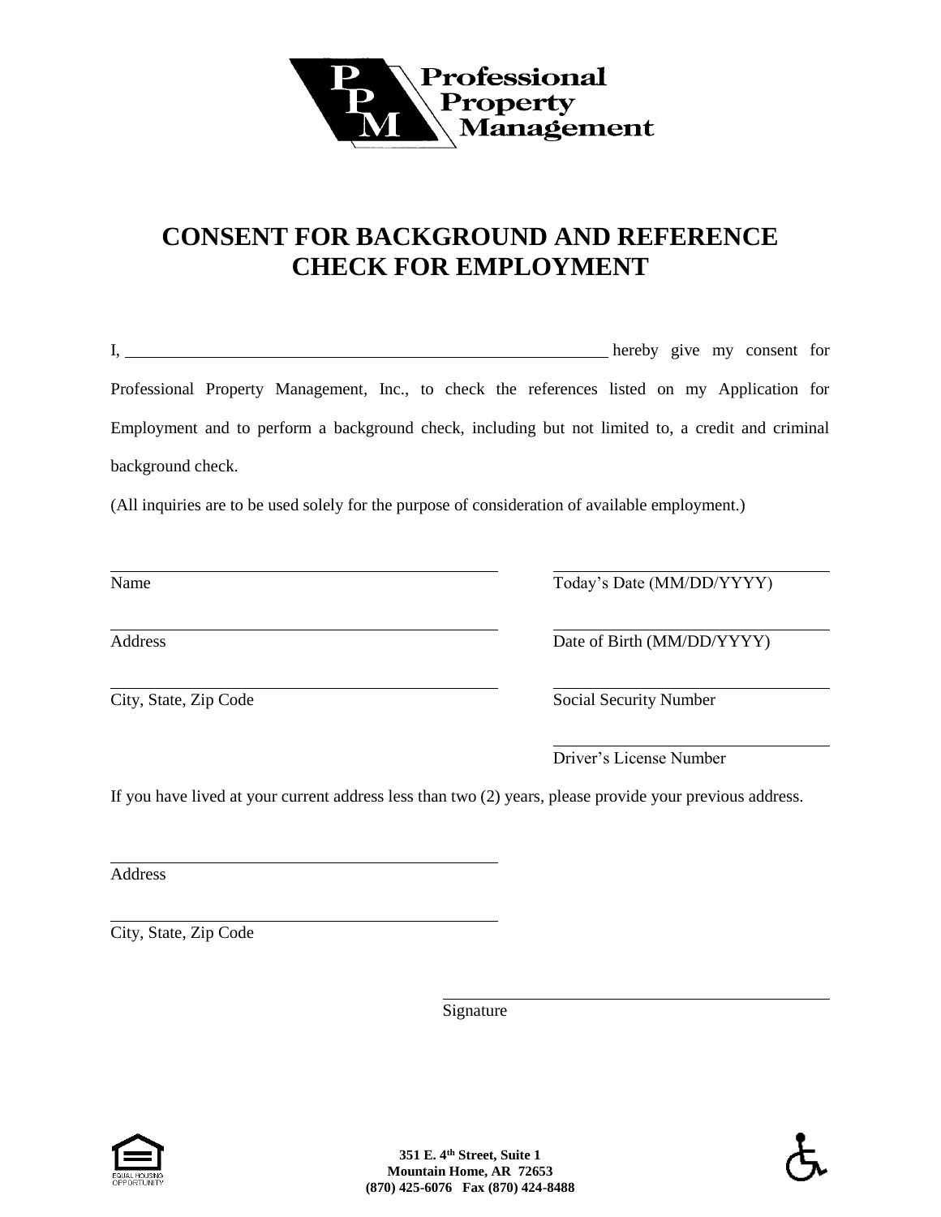Professional Property Management

# CONSENT FOR BACKGROUND AND REFERENCE CHECK FOR EMPLOYMENT

I, ______________________________________________ hereby give my consent for Professional Property Management, Inc., to check the references listed on my Application for Employment and to perform a background check, including but not limited to, a credit and criminal background check.

(All inquiries are to be used solely for the purpose of consideration of available employment.)

______________________________________ Name

______________________________________ Today's Date (MM/DD/YYYY)

______________________________________ Address

______________________________________ Date of Birth (MM/DD/YYYY)

______________________________________ City, State, Zip Code

______________________________________ Social Security Number

______________________________________ Driver's License Number

If you have lived at your current address less than two (2) years, please provide your previous address.

______________________________________ Address

______________________________________ City, State, Zip Code

______________________________________ Signature

EQUAL HOUSING OPPORTUNITY

**351 E. 4th Street, Suite 1**
**Mountain Home, AR 72653**
**(870) 425-6076 Fax (870) 424-8488**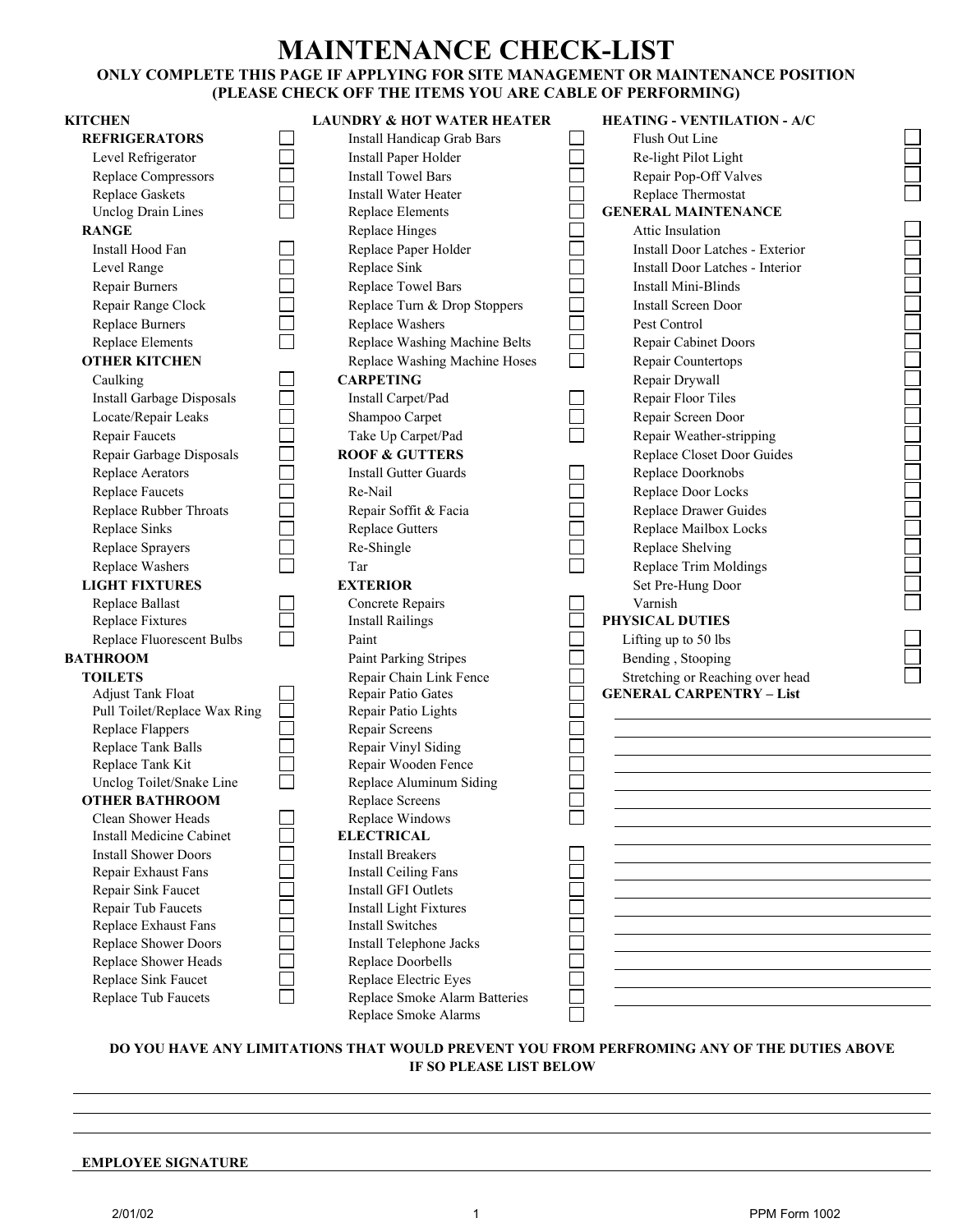# MAINTENANCE CHECK-LIST

**ONLY COMPLETE THIS PAGE IF APPLYING FOR SITE MANAGEMENT OR MAINTENANCE POSITION**
**(PLEASE CHECK OFF THE ITEMS YOU ARE CABLE OF PERFORMING)**

## KITCHEN

### REFRIGERATORS ☐

- Level Refrigerator ☐
- Replace Compressors ☐
- Replace Gaskets ☐
- Unclog Drain Lines ☐

### RANGE

- Install Hood Fan ☐
- Level Range ☐
- Repair Burners ☐
- Repair Range Clock ☐
- Replace Burners ☐
- Replace Elements ☐

### OTHER KITCHEN

- Caulking ☐
- Install Garbage Disposals ☐
- Locate/Repair Leaks ☐
- Repair Faucets ☐
- Repair Garbage Disposals ☐
- Replace Aerators ☐
- Replace Faucets ☐
- Replace Rubber Throats ☐
- Replace Sinks ☐
- Replace Sprayers ☐
- Replace Washers ☐

### LIGHT FIXTURES

- Replace Ballast ☐
- Replace Fixtures ☐
- Replace Fluorescent Bulbs ☐

## BATHROOM

### TOILETS

- Adjust Tank Float ☐
- Pull Toilet/Replace Wax Ring ☐
- Replace Flappers ☐
- Replace Tank Balls ☐
- Replace Tank Kit ☐
- Unclog Toilet/Snake Line ☐

### OTHER BATHROOM

- Clean Shower Heads ☐
- Install Medicine Cabinet ☐
- Install Shower Doors ☐
- Repair Exhaust Fans ☐
- Repair Sink Faucet ☐
- Repair Tub Faucets ☐
- Replace Exhaust Fans ☐
- Replace Shower Doors ☐
- Replace Shower Heads ☐
- Replace Sink Faucet ☐
- Replace Tub Faucets ☐

## LAUNDRY & HOT WATER HEATER

- Install Handicap Grab Bars ☐
- Install Paper Holder ☐
- Install Towel Bars ☐
- Install Water Heater ☐
- Replace Elements ☐
- Replace Hinges ☐
- Replace Paper Holder ☐
- Replace Sink ☐
- Replace Towel Bars ☐
- Replace Turn & Drop Stoppers ☐
- Replace Washers ☐
- Replace Washing Machine Belts ☐
- Replace Washing Machine Hoses ☐

## CARPETING

- Install Carpet/Pad ☐
- Shampoo Carpet ☐
- Take Up Carpet/Pad ☐

## ROOF & GUTTERS

- Install Gutter Guards ☐
- Re-Nail ☐
- Repair Soffit & Facia ☐
- Replace Gutters ☐
- Re-Shingle ☐
- Tar ☐

## EXTERIOR

- Concrete Repairs ☐
- Install Railings ☐
- Paint ☐
- Paint Parking Stripes ☐
- Repair Chain Link Fence ☐
- Repair Patio Gates ☐
- Repair Patio Lights ☐
- Repair Screens ☐
- Repair Vinyl Siding ☐
- Repair Wooden Fence ☐
- Replace Aluminum Siding ☐
- Replace Screens ☐
- Replace Windows ☐

## ELECTRICAL

- Install Breakers ☐
- Install Ceiling Fans ☐
- Install GFI Outlets ☐
- Install Light Fixtures ☐
- Install Switches ☐
- Install Telephone Jacks ☐
- Replace Doorbells ☐
- Replace Electric Eyes ☐
- Replace Smoke Alarm Batteries ☐
- Replace Smoke Alarms ☐

## HEATING - VENTILATION - A/C

- Flush Out Line ☐
- Re-light Pilot Light ☐
- Repair Pop-Off Valves ☐
- Replace Thermostat ☐

## GENERAL MAINTENANCE

- Attic Insulation ☐
- Install Door Latches - Exterior ☐
- Install Door Latches - Interior ☐
- Install Mini-Blinds ☐
- Install Screen Door ☐
- Pest Control ☐
- Repair Cabinet Doors ☐
- Repair Countertops ☐
- Repair Drywall ☐
- Repair Floor Tiles ☐
- Repair Screen Door ☐
- Repair Weather-stripping ☐
- Replace Closet Door Guides ☐
- Replace Doorknobs ☐
- Replace Door Locks ☐
- Replace Drawer Guides ☐
- Replace Mailbox Locks ☐
- Replace Shelving ☐
- Replace Trim Moldings ☐
- Set Pre-Hung Door ☐
- Varnish ☐

## PHYSICAL DUTIES

- Lifting up to 50 lbs ☐
- Bending , Stooping ☐
- Stretching or Reaching over head ☐

## GENERAL CARPENTRY – List

______________________________

______________________________

______________________________

______________________________

______________________________

______________________________

______________________________

______________________________

______________________________

______________________________

______________________________

______________________________

______________________________

______________________________

______________________________

______________________________

**DO YOU HAVE ANY LIMITATIONS THAT WOULD PREVENT YOU FROM PERFROMING ANY OF THE DUTIES ABOVE IF SO PLEASE LIST BELOW**

______________________________

______________________________

______________________________

**EMPLOYEE SIGNATURE** ______________________________

2/01/02 PPM Form 1002